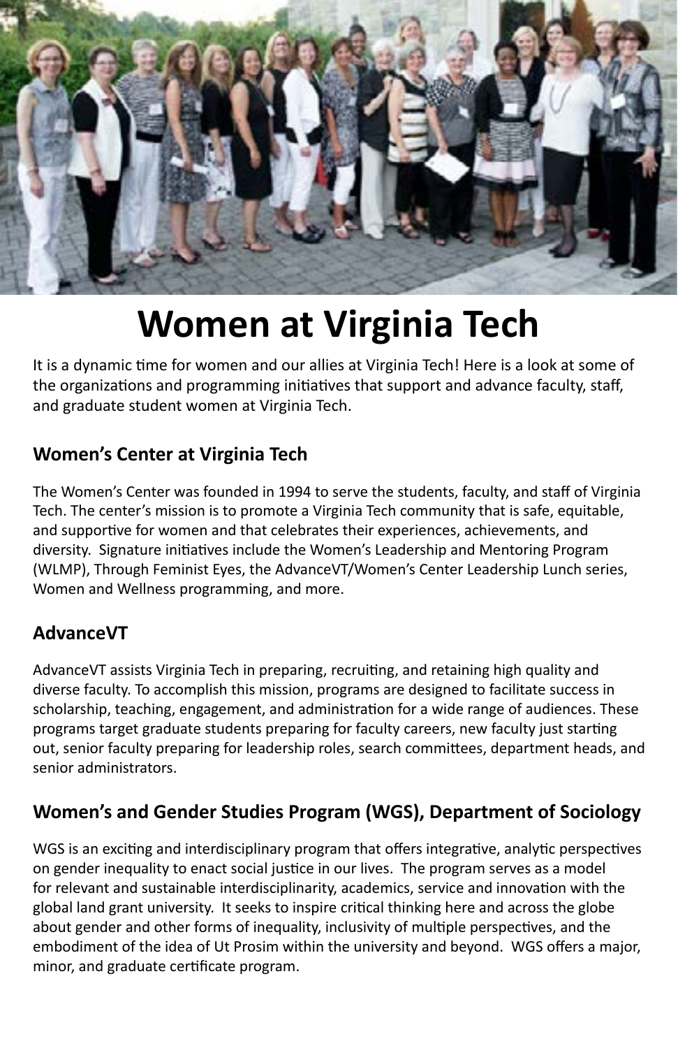# Women at Virginia Tech

It is a dynamic time for women and our allies at Virginia Tech! Here is a look at some of the organizations and programming initiatives that support and advance faculty, staff, and graduate student women at Virginia Tech.

## Women's Center at Virginia Tech

The Women's Center was founded in 1994 to serve the students, faculty, and staff of Virginia Tech. The center's mission is to promote a Virginia Tech community that is safe, equitable, and supportive for women and that celebrates their experiences, achievements, and diversity. Signature initiatives include the Women's Leadership and Mentoring Program (WLMP), Through Feminist Eyes, the AdvanceVT/Women's Center Leadership Lunch series, Women and Wellness programming, and more.

## AdvanceVT

AdvanceVT assists Virginia Tech in preparing, recruiting, and retaining high quality and diverse faculty. To accomplish this mission, programs are designed to facilitate success in scholarship, teaching, engagement, and administration for a wide range of audiences. These programs target graduate students preparing for faculty careers, new faculty just starting out, senior faculty preparing for leadership roles, search committees, department heads, and senior administrators.

## Women's and Gender Studies Program (WGS), Department of Sociology

WGS is an exciting and interdisciplinary program that offers integrative, analytic perspectives on gender inequality to enact social justice in our lives. The program serves as a model for relevant and sustainable interdisciplinarity, academics, service and innovation with the global land grant university. It seeks to inspire critical thinking here and across the globe about gender and other forms of inequality, inclusivity of multiple perspectives, and the embodiment of the idea of Ut Prosim within the university and beyond. WGS offers a major, minor, and graduate certificate program.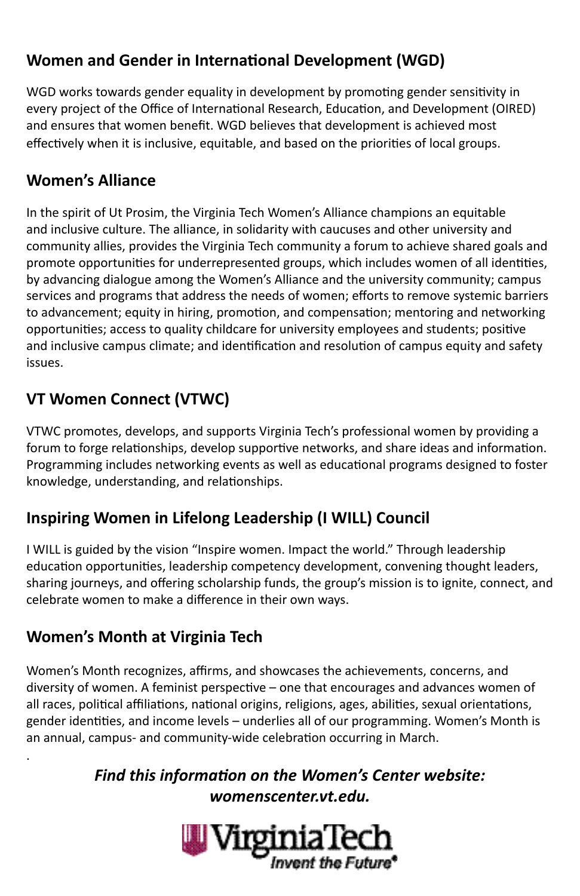## Women and Gender in International Development (WGD)

WGD works towards gender equality in development by promoting gender sensitivity in every project of the Office of International Research, Education, and Development (OIRED) and ensures that women benefit. WGD believes that development is achieved most effectively when it is inclusive, equitable, and based on the priorities of local groups.

## Women's Alliance

In the spirit of Ut Prosim, the Virginia Tech Women's Alliance champions an equitable and inclusive culture. The alliance, in solidarity with caucuses and other university and community allies, provides the Virginia Tech community a forum to achieve shared goals and promote opportunities for underrepresented groups, which includes women of all identities, by advancing dialogue among the Women's Alliance and the university community; campus services and programs that address the needs of women; efforts to remove systemic barriers to advancement; equity in hiring, promotion, and compensation; mentoring and networking opportunities; access to quality childcare for university employees and students; positive and inclusive campus climate; and identification and resolution of campus equity and safety issues.

## VT Women Connect (VTWC)

VTWC promotes, develops, and supports Virginia Tech's professional women by providing a forum to forge relationships, develop supportive networks, and share ideas and information. Programming includes networking events as well as educational programs designed to foster knowledge, understanding, and relationships.

## Inspiring Women in Lifelong Leadership (I WILL) Council

I WILL is guided by the vision "Inspire women. Impact the world." Through leadership education opportunities, leadership competency development, convening thought leaders, sharing journeys, and offering scholarship funds, the group's mission is to ignite, connect, and celebrate women to make a difference in their own ways.

## Women's Month at Virginia Tech

Women's Month recognizes, affirms, and showcases the achievements, concerns, and diversity of women. A feminist perspective – one that encourages and advances women of all races, political affiliations, national origins, religions, ages, abilities, sexual orientations, gender identities, and income levels – underlies all of our programming. Women's Month is an annual, campus- and community-wide celebration occurring in March.

***Find this information on the Women's Center website: womenscenter.vt.edu.***

Virginia Tech
Invent the Future®